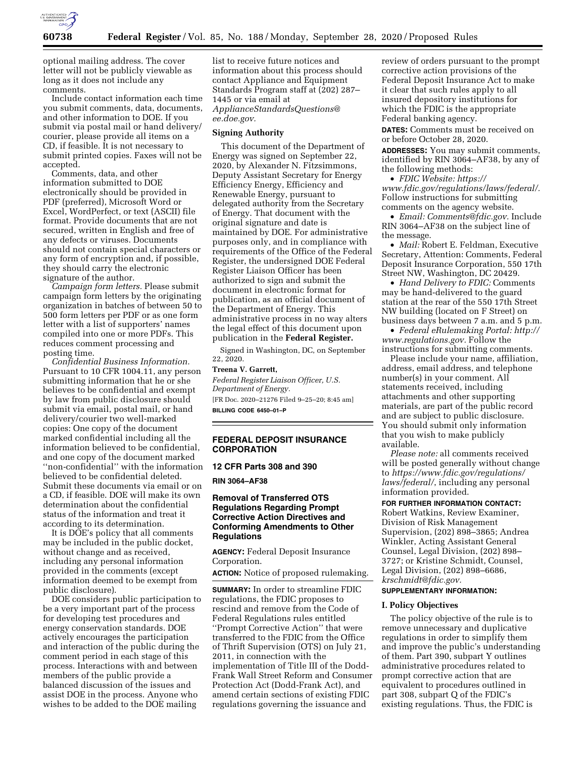optional mailing address. The cover letter will not be publicly viewable as long as it does not include any comments.

Include contact information each time you submit comments, data, documents, and other information to DOE. If you submit via postal mail or hand delivery/courier, please provide all items on a CD, if feasible. It is not necessary to submit printed copies. Faxes will not be accepted.

Comments, data, and other information submitted to DOE electronically should be provided in PDF (preferred), Microsoft Word or Excel, WordPerfect, or text (ASCII) file format. Provide documents that are not secured, written in English and free of any defects or viruses. Documents should not contain special characters or any form of encryption and, if possible, they should carry the electronic signature of the author.

*Campaign form letters.* Please submit campaign form letters by the originating organization in batches of between 50 to 500 form letters per PDF or as one form letter with a list of supporters' names compiled into one or more PDFs. This reduces comment processing and posting time.

*Confidential Business Information.* Pursuant to 10 CFR 1004.11, any person submitting information that he or she believes to be confidential and exempt by law from public disclosure should submit via email, postal mail, or hand delivery/courier two well-marked copies: One copy of the document marked confidential including all the information believed to be confidential, and one copy of the document marked ''non-confidential'' with the information believed to be confidential deleted. Submit these documents via email or on a CD, if feasible. DOE will make its own determination about the confidential status of the information and treat it according to its determination.

It is DOE's policy that all comments may be included in the public docket, without change and as received, including any personal information provided in the comments (except information deemed to be exempt from public disclosure).

DOE considers public participation to be a very important part of the process for developing test procedures and energy conservation standards. DOE actively encourages the participation and interaction of the public during the comment period in each stage of this process. Interactions with and between members of the public provide a balanced discussion of the issues and assist DOE in the process. Anyone who wishes to be added to the DOE mailing list to receive future notices and information about this process should contact Appliance and Equipment Standards Program staff at (202) 287–1445 or via email at *ApplianceStandardsQuestions@ee.doe.gov.*

## Signing Authority

This document of the Department of Energy was signed on September 22, 2020, by Alexander N. Fitzsimmons, Deputy Assistant Secretary for Energy Efficiency Energy, Efficiency and Renewable Energy, pursuant to delegated authority from the Secretary of Energy. That document with the original signature and date is maintained by DOE. For administrative purposes only, and in compliance with requirements of the Office of the Federal Register, the undersigned DOE Federal Register Liaison Officer has been authorized to sign and submit the document in electronic format for publication, as an official document of the Department of Energy. This administrative process in no way alters the legal effect of this document upon publication in the **Federal Register.**

Signed in Washington, DC, on September 22, 2020.

**Treena V. Garrett,**

*Federal Register Liaison Officer, U.S. Department of Energy.*

[FR Doc. 2020–21276 Filed 9–25–20; 8:45 am]

**BILLING CODE 6450–01–P**

---

# FEDERAL DEPOSIT INSURANCE CORPORATION

## 12 CFR Parts 308 and 390

**RIN 3064–AF38**

## Removal of Transferred OTS Regulations Regarding Prompt Corrective Action Directives and Conforming Amendments to Other Regulations

**AGENCY:** Federal Deposit Insurance Corporation.

**ACTION:** Notice of proposed rulemaking.

**SUMMARY:** In order to streamline FDIC regulations, the FDIC proposes to rescind and remove from the Code of Federal Regulations rules entitled ''Prompt Corrective Action'' that were transferred to the FDIC from the Office of Thrift Supervision (OTS) on July 21, 2011, in connection with the implementation of Title III of the Dodd-Frank Wall Street Reform and Consumer Protection Act (Dodd-Frank Act), and amend certain sections of existing FDIC regulations governing the issuance and review of orders pursuant to the prompt corrective action provisions of the Federal Deposit Insurance Act to make it clear that such rules apply to all insured depository institutions for which the FDIC is the appropriate Federal banking agency.

**DATES:** Comments must be received on or before October 28, 2020.

**ADDRESSES:** You may submit comments, identified by RIN 3064–AF38, by any of the following methods:

- *FDIC Website: https://www.fdic.gov/regulations/laws/federal/.* Follow instructions for submitting comments on the agency website.
- *Email: Comments@fdic.gov.* Include RIN 3064–AF38 on the subject line of the message.
- *Mail:* Robert E. Feldman, Executive Secretary, Attention: Comments, Federal Deposit Insurance Corporation, 550 17th Street NW, Washington, DC 20429.
- *Hand Delivery to FDIC:* Comments may be hand-delivered to the guard station at the rear of the 550 17th Street NW building (located on F Street) on business days between 7 a.m. and 5 p.m.
- *Federal eRulemaking Portal: http://www.regulations.gov.* Follow the instructions for submitting comments.

Please include your name, affiliation, address, email address, and telephone number(s) in your comment. All statements received, including attachments and other supporting materials, are part of the public record and are subject to public disclosure. You should submit only information that you wish to make publicly available.

*Please note:* all comments received will be posted generally without change to *https://www.fdic.gov/regulations/laws/federal/*, including any personal information provided.

**FOR FURTHER INFORMATION CONTACT:** Robert Watkins, Review Examiner, Division of Risk Management Supervision, (202) 898–3865; Andrea Winkler, Acting Assistant General Counsel, Legal Division, (202) 898–3727; or Kristine Schmidt, Counsel, Legal Division, (202) 898–6686, *krschmidt@fdic.gov.*

**SUPPLEMENTARY INFORMATION:**

## I. Policy Objectives

The policy objective of the rule is to remove unnecessary and duplicative regulations in order to simplify them and improve the public's understanding of them. Part 390, subpart Y outlines administrative procedures related to prompt corrective action that are equivalent to procedures outlined in part 308, subpart Q of the FDIC's existing regulations. Thus, the FDIC is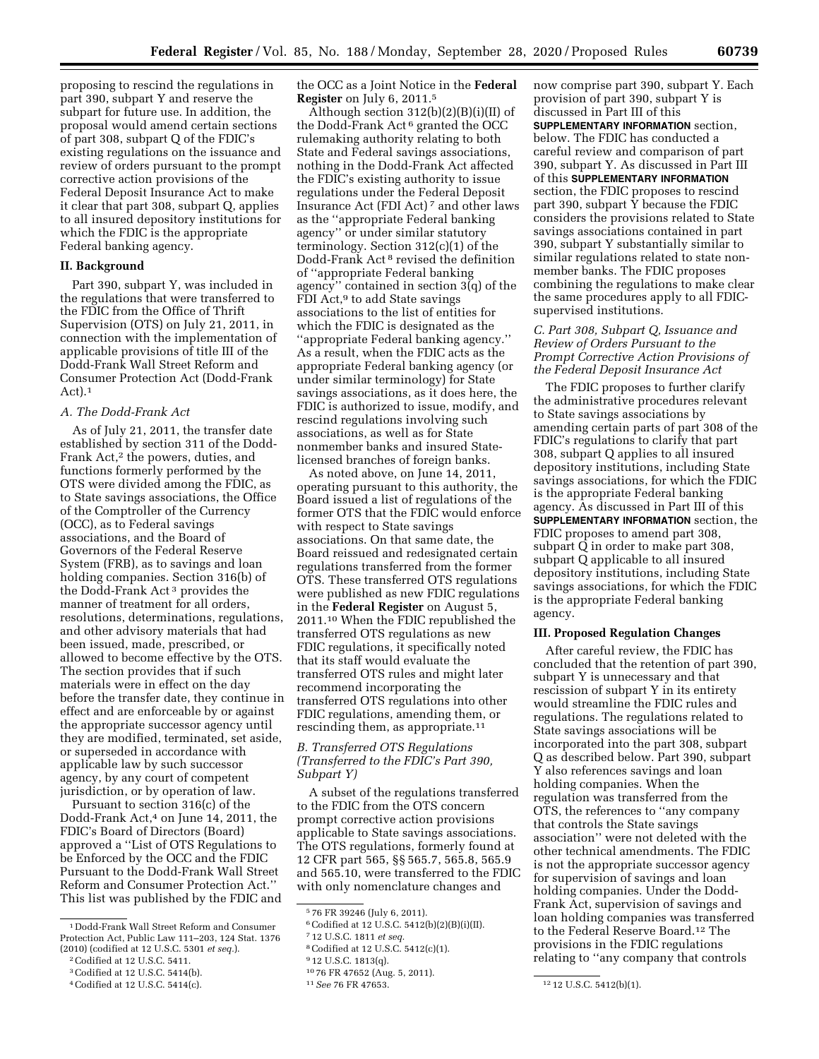proposing to rescind the regulations in part 390, subpart Y and reserve the subpart for future use. In addition, the proposal would amend certain sections of part 308, subpart Q of the FDIC's existing regulations on the issuance and review of orders pursuant to the prompt corrective action provisions of the Federal Deposit Insurance Act to make it clear that part 308, subpart Q, applies to all insured depository institutions for which the FDIC is the appropriate Federal banking agency.

## II. Background

Part 390, subpart Y, was included in the regulations that were transferred to the FDIC from the Office of Thrift Supervision (OTS) on July 21, 2011, in connection with the implementation of applicable provisions of title III of the Dodd-Frank Wall Street Reform and Consumer Protection Act (Dodd-Frank Act).[1]

### *A. The Dodd-Frank Act*

As of July 21, 2011, the transfer date established by section 311 of the Dodd-Frank Act,[2] the powers, duties, and functions formerly performed by the OTS were divided among the FDIC, as to State savings associations, the Office of the Comptroller of the Currency (OCC), as to Federal savings associations, and the Board of Governors of the Federal Reserve System (FRB), as to savings and loan holding companies. Section 316(b) of the Dodd-Frank Act[3] provides the manner of treatment for all orders, resolutions, determinations, regulations, and other advisory materials that had been issued, made, prescribed, or allowed to become effective by the OTS. The section provides that if such materials were in effect on the day before the transfer date, they continue in effect and are enforceable by or against the appropriate successor agency until they are modified, terminated, set aside, or superseded in accordance with applicable law by such successor agency, by any court of competent jurisdiction, or by operation of law.

Pursuant to section 316(c) of the Dodd-Frank Act,[4] on June 14, 2011, the FDIC's Board of Directors (Board) approved a "List of OTS Regulations to be Enforced by the OCC and the FDIC Pursuant to the Dodd-Frank Wall Street Reform and Consumer Protection Act." This list was published by the FDIC and the OCC as a Joint Notice in the **Federal Register** on July 6, 2011.[5]

Although section 312(b)(2)(B)(i)(II) of the Dodd-Frank Act[6] granted the OCC rulemaking authority relating to both State and Federal savings associations, nothing in the Dodd-Frank Act affected the FDIC's existing authority to issue regulations under the Federal Deposit Insurance Act (FDI Act)[7] and other laws as the "appropriate Federal banking agency" or under similar statutory terminology. Section 312(c)(1) of the Dodd-Frank Act[8] revised the definition of "appropriate Federal banking agency" contained in section 3(q) of the FDI Act,[9] to add State savings associations to the list of entities for which the FDIC is designated as the "appropriate Federal banking agency." As a result, when the FDIC acts as the appropriate Federal banking agency (or under similar terminology) for State savings associations, as it does here, the FDIC is authorized to issue, modify, and rescind regulations involving such associations, as well as for State nonmember banks and insured State-licensed branches of foreign banks.

As noted above, on June 14, 2011, operating pursuant to this authority, the Board issued a list of regulations of the former OTS that the FDIC would enforce with respect to State savings associations. On that same date, the Board reissued and redesignated certain regulations transferred from the former OTS. These transferred OTS regulations were published as new FDIC regulations in the **Federal Register** on August 5, 2011.[10] When the FDIC republished the transferred OTS regulations as new FDIC regulations, it specifically noted that its staff would evaluate the transferred OTS rules and might later recommend incorporating the transferred OTS regulations into other FDIC regulations, amending them, or rescinding them, as appropriate.[11]

### *B. Transferred OTS Regulations (Transferred to the FDIC's Part 390, Subpart Y)*

A subset of the regulations transferred to the FDIC from the OTS concern prompt corrective action provisions applicable to State savings associations. The OTS regulations, formerly found at 12 CFR part 565, §§ 565.7, 565.8, 565.9 and 565.10, were transferred to the FDIC with only nomenclature changes and now comprise part 390, subpart Y. Each provision of part 390, subpart Y is discussed in Part III of this **SUPPLEMENTARY INFORMATION** section, below. The FDIC has conducted a careful review and comparison of part 390, subpart Y. As discussed in Part III of this **SUPPLEMENTARY INFORMATION** section, the FDIC proposes to rescind part 390, subpart Y because the FDIC considers the provisions related to State savings associations contained in part 390, subpart Y substantially similar to similar regulations related to state nonmember banks. The FDIC proposes combining the regulations to make clear the same procedures apply to all FDIC-supervised institutions.

### *C. Part 308, Subpart Q, Issuance and Review of Orders Pursuant to the Prompt Corrective Action Provisions of the Federal Deposit Insurance Act*

The FDIC proposes to further clarify the administrative procedures relevant to State savings associations by amending certain parts of part 308 of the FDIC's regulations to clarify that part 308, subpart Q applies to all insured depository institutions, including State savings associations, for which the FDIC is the appropriate Federal banking agency. As discussed in Part III of this **SUPPLEMENTARY INFORMATION** section, the FDIC proposes to amend part 308, subpart Q in order to make part 308, subpart Q applicable to all insured depository institutions, including State savings associations, for which the FDIC is the appropriate Federal banking agency.

## III. Proposed Regulation Changes

After careful review, the FDIC has concluded that the retention of part 390, subpart Y is unnecessary and that rescission of subpart Y in its entirety would streamline the FDIC rules and regulations. The regulations related to State savings associations will be incorporated into the part 308, subpart Q as described below. Part 390, subpart Y also references savings and loan holding companies. When the regulation was transferred from the OTS, the references to "any company that controls the State savings association" were not deleted with the other technical amendments. The FDIC is not the appropriate successor agency for supervision of savings and loan holding companies. Under the Dodd-Frank Act, supervision of savings and loan holding companies was transferred to the Federal Reserve Board.[12] The provisions in the FDIC regulations relating to "any company that controls

---

[1] Dodd-Frank Wall Street Reform and Consumer Protection Act, Public Law 111–203, 124 Stat. 1376 (2010) (codified at 12 U.S.C. 5301 *et seq.*).

[2] Codified at 12 U.S.C. 5411.

[3] Codified at 12 U.S.C. 5414(b).

[4] Codified at 12 U.S.C. 5414(c).

[5] 76 FR 39246 (July 6, 2011).

[6] Codified at 12 U.S.C. 5412(b)(2)(B)(i)(II).

[7] 12 U.S.C. 1811 *et seq.*

[8] Codified at 12 U.S.C. 5412(c)(1).

[9] 12 U.S.C. 1813(q).

[10] 76 FR 47652 (Aug. 5, 2011).

[11] *See* 76 FR 47653.

[12] 12 U.S.C. 5412(b)(1).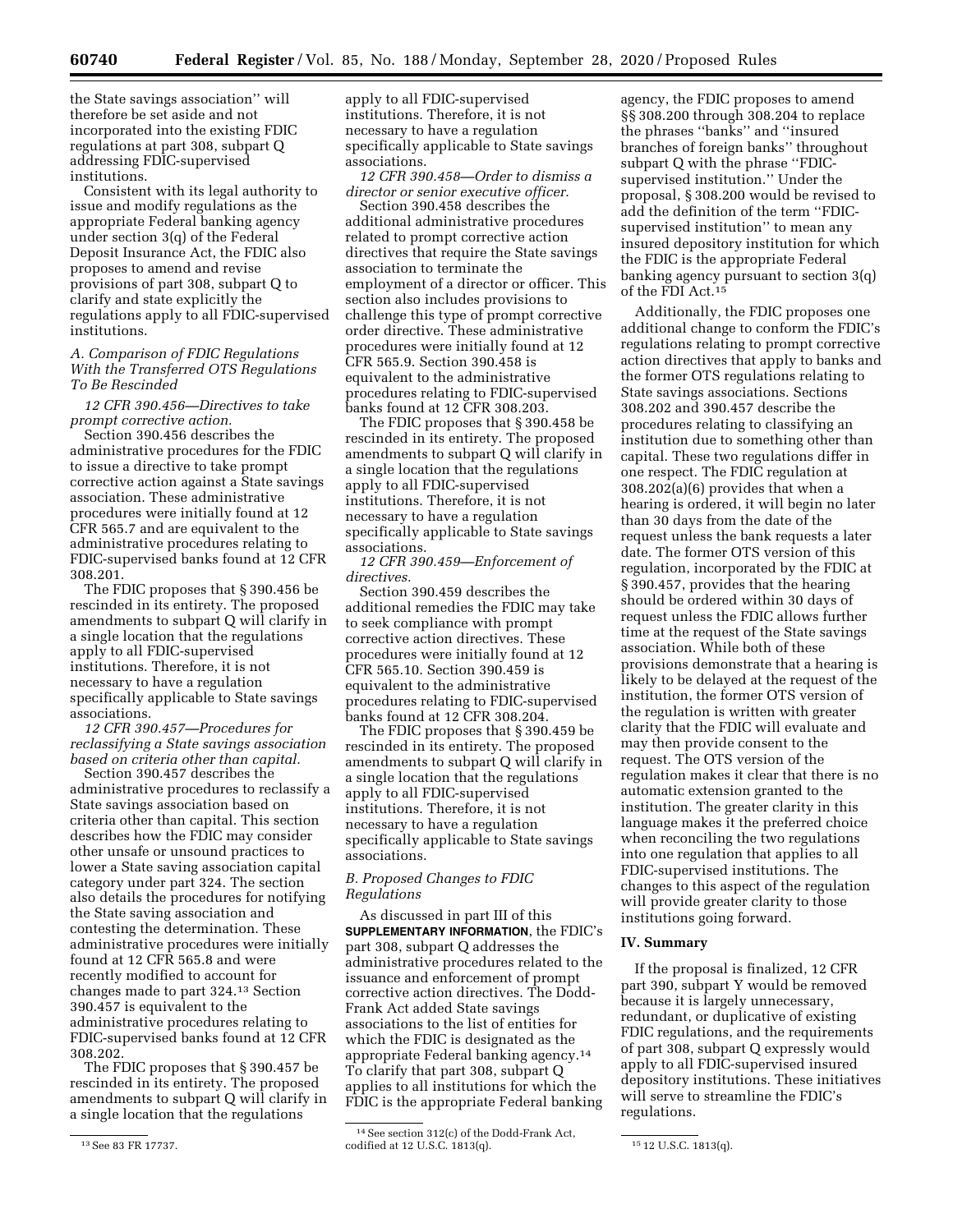the State savings association'' will therefore be set aside and not incorporated into the existing FDIC regulations at part 308, subpart Q addressing FDIC-supervised institutions.

Consistent with its legal authority to issue and modify regulations as the appropriate Federal banking agency under section 3(q) of the Federal Deposit Insurance Act, the FDIC also proposes to amend and revise provisions of part 308, subpart Q to clarify and state explicitly the regulations apply to all FDIC-supervised institutions.

### *A. Comparison of FDIC Regulations With the Transferred OTS Regulations To Be Rescinded*

*12 CFR 390.456—Directives to take prompt corrective action.*

Section 390.456 describes the administrative procedures for the FDIC to issue a directive to take prompt corrective action against a State savings association. These administrative procedures were initially found at 12 CFR 565.7 and are equivalent to the administrative procedures relating to FDIC-supervised banks found at 12 CFR 308.201.

The FDIC proposes that § 390.456 be rescinded in its entirety. The proposed amendments to subpart Q will clarify in a single location that the regulations apply to all FDIC-supervised institutions. Therefore, it is not necessary to have a regulation specifically applicable to State savings associations.

*12 CFR 390.457—Procedures for reclassifying a State savings association based on criteria other than capital.*

Section 390.457 describes the administrative procedures to reclassify a State savings association based on criteria other than capital. This section describes how the FDIC may consider other unsafe or unsound practices to lower a State saving association capital category under part 324. The section also details the procedures for notifying the State saving association and contesting the determination. These administrative procedures were initially found at 12 CFR 565.8 and were recently modified to account for changes made to part 324.[13] Section 390.457 is equivalent to the administrative procedures relating to FDIC-supervised banks found at 12 CFR 308.202.

The FDIC proposes that § 390.457 be rescinded in its entirety. The proposed amendments to subpart Q will clarify in a single location that the regulations apply to all FDIC-supervised institutions. Therefore, it is not necessary to have a regulation specifically applicable to State savings associations.

*12 CFR 390.458—Order to dismiss a director or senior executive officer.*

Section 390.458 describes the additional administrative procedures related to prompt corrective action directives that require the State savings association to terminate the employment of a director or officer. This section also includes provisions to challenge this type of prompt corrective order directive. These administrative procedures were initially found at 12 CFR 565.9. Section 390.458 is equivalent to the administrative procedures relating to FDIC-supervised banks found at 12 CFR 308.203.

The FDIC proposes that § 390.458 be rescinded in its entirety. The proposed amendments to subpart Q will clarify in a single location that the regulations apply to all FDIC-supervised institutions. Therefore, it is not necessary to have a regulation specifically applicable to State savings associations.

*12 CFR 390.459—Enforcement of directives.*

Section 390.459 describes the additional remedies the FDIC may take to seek compliance with prompt corrective action directives. These procedures were initially found at 12 CFR 565.10. Section 390.459 is equivalent to the administrative procedures relating to FDIC-supervised banks found at 12 CFR 308.204.

The FDIC proposes that § 390.459 be rescinded in its entirety. The proposed amendments to subpart Q will clarify in a single location that the regulations apply to all FDIC-supervised institutions. Therefore, it is not necessary to have a regulation specifically applicable to State savings associations.

### *B. Proposed Changes to FDIC Regulations*

As discussed in part III of this **SUPPLEMENTARY INFORMATION**, the FDIC's part 308, subpart Q addresses the administrative procedures related to the issuance and enforcement of prompt corrective action directives. The Dodd-Frank Act added State savings associations to the list of entities for which the FDIC is designated as the appropriate Federal banking agency.[14] To clarify that part 308, subpart Q applies to all institutions for which the FDIC is the appropriate Federal banking agency, the FDIC proposes to amend §§ 308.200 through 308.204 to replace the phrases ''banks'' and ''insured branches of foreign banks'' throughout subpart Q with the phrase ''FDIC-supervised institution.'' Under the proposal, § 308.200 would be revised to add the definition of the term ''FDIC-supervised institution'' to mean any insured depository institution for which the FDIC is the appropriate Federal banking agency pursuant to section 3(q) of the FDI Act.[15]

Additionally, the FDIC proposes one additional change to conform the FDIC's regulations relating to prompt corrective action directives that apply to banks and the former OTS regulations relating to State savings associations. Sections 308.202 and 390.457 describe the procedures relating to classifying an institution due to something other than capital. These two regulations differ in one respect. The FDIC regulation at 308.202(a)(6) provides that when a hearing is ordered, it will begin no later than 30 days from the date of the request unless the bank requests a later date. The former OTS version of this regulation, incorporated by the FDIC at § 390.457, provides that the hearing should be ordered within 30 days of request unless the FDIC allows further time at the request of the State savings association. While both of these provisions demonstrate that a hearing is likely to be delayed at the request of the institution, the former OTS version of the regulation is written with greater clarity that the FDIC will evaluate and may then provide consent to the request. The OTS version of the regulation makes it clear that there is no automatic extension granted to the institution. The greater clarity in this language makes it the preferred choice when reconciling the two regulations into one regulation that applies to all FDIC-supervised institutions. The changes to this aspect of the regulation will provide greater clarity to those institutions going forward.

## IV. Summary

If the proposal is finalized, 12 CFR part 390, subpart Y would be removed because it is largely unnecessary, redundant, or duplicative of existing FDIC regulations, and the requirements of part 308, subpart Q expressly would apply to all FDIC-supervised insured depository institutions. These initiatives will serve to streamline the FDIC's regulations.

---

[13] See 83 FR 17737.

[14] See section 312(c) of the Dodd-Frank Act, codified at 12 U.S.C. 1813(q).

[15] 12 U.S.C. 1813(q).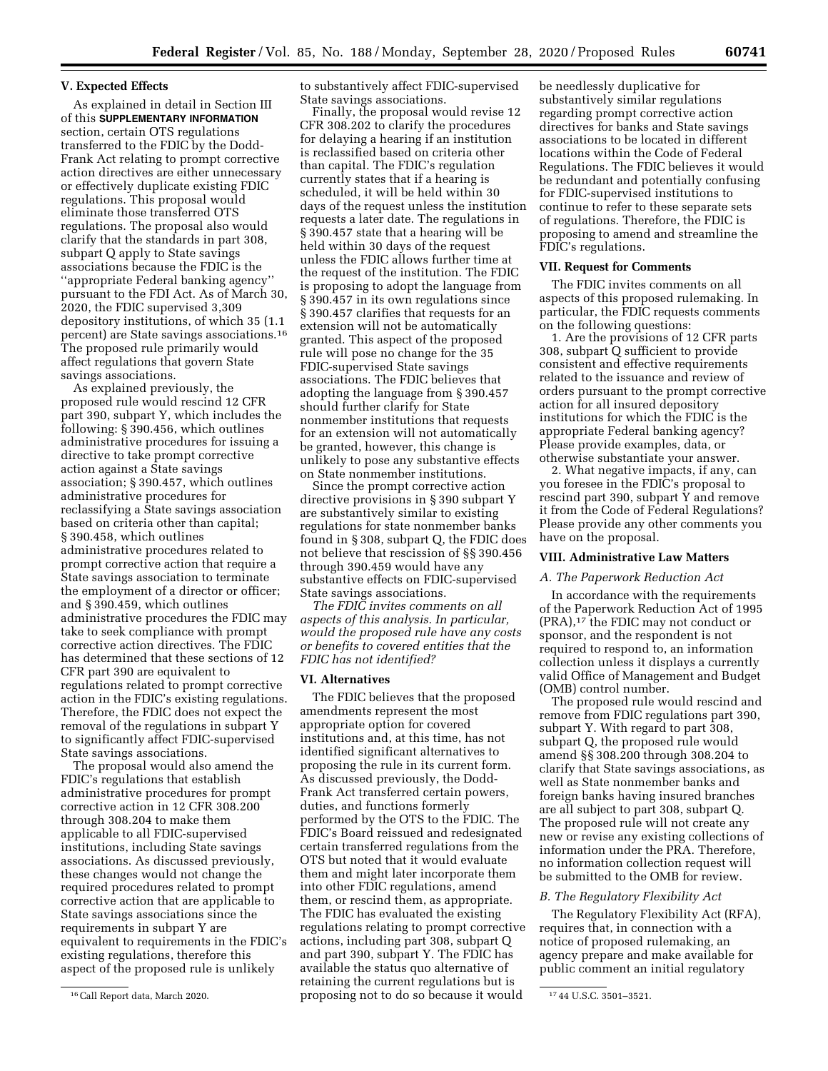### V. Expected Effects

As explained in detail in Section III of this **SUPPLEMENTARY INFORMATION** section, certain OTS regulations transferred to the FDIC by the Dodd-Frank Act relating to prompt corrective action directives are either unnecessary or effectively duplicate existing FDIC regulations. This proposal would eliminate those transferred OTS regulations. The proposal also would clarify that the standards in part 308, subpart Q apply to State savings associations because the FDIC is the ''appropriate Federal banking agency'' pursuant to the FDI Act. As of March 30, 2020, the FDIC supervised 3,309 depository institutions, of which 35 (1.1 percent) are State savings associations.[16] The proposed rule primarily would affect regulations that govern State savings associations.

As explained previously, the proposed rule would rescind 12 CFR part 390, subpart Y, which includes the following: § 390.456, which outlines administrative procedures for issuing a directive to take prompt corrective action against a State savings association; § 390.457, which outlines administrative procedures for reclassifying a State savings association based on criteria other than capital; § 390.458, which outlines administrative procedures related to prompt corrective action that require a State savings association to terminate the employment of a director or officer; and § 390.459, which outlines administrative procedures the FDIC may take to seek compliance with prompt corrective action directives. The FDIC has determined that these sections of 12 CFR part 390 are equivalent to regulations related to prompt corrective action in the FDIC's existing regulations. Therefore, the FDIC does not expect the removal of the regulations in subpart Y to significantly affect FDIC-supervised State savings associations.

The proposal would also amend the FDIC's regulations that establish administrative procedures for prompt corrective action in 12 CFR 308.200 through 308.204 to make them applicable to all FDIC-supervised institutions, including State savings associations. As discussed previously, these changes would not change the required procedures related to prompt corrective action that are applicable to State savings associations since the requirements in subpart Y are equivalent to requirements in the FDIC's existing regulations, therefore this aspect of the proposed rule is unlikely to substantively affect FDIC-supervised State savings associations.

Finally, the proposal would revise 12 CFR 308.202 to clarify the procedures for delaying a hearing if an institution is reclassified based on criteria other than capital. The FDIC's regulation currently states that if a hearing is scheduled, it will be held within 30 days of the request unless the institution requests a later date. The regulations in § 390.457 state that a hearing will be held within 30 days of the request unless the FDIC allows further time at the request of the institution. The FDIC is proposing to adopt the language from § 390.457 in its own regulations since § 390.457 clarifies that requests for an extension will not be automatically granted. This aspect of the proposed rule will pose no change for the 35 FDIC-supervised State savings associations. The FDIC believes that adopting the language from § 390.457 should further clarify for State nonmember institutions that requests for an extension will not automatically be granted, however, this change is unlikely to pose any substantive effects on State nonmember institutions.

Since the prompt corrective action directive provisions in § 390 subpart Y are substantively similar to existing regulations for state nonmember banks found in § 308, subpart Q, the FDIC does not believe that rescission of §§ 390.456 through 390.459 would have any substantive effects on FDIC-supervised State savings associations.

*The FDIC invites comments on all aspects of this analysis. In particular, would the proposed rule have any costs or benefits to covered entities that the FDIC has not identified?*

### VI. Alternatives

The FDIC believes that the proposed amendments represent the most appropriate option for covered institutions and, at this time, has not identified significant alternatives to proposing the rule in its current form. As discussed previously, the Dodd-Frank Act transferred certain powers, duties, and functions formerly performed by the OTS to the FDIC. The FDIC's Board reissued and redesignated certain transferred regulations from the OTS but noted that it would evaluate them and might later incorporate them into other FDIC regulations, amend them, or rescind them, as appropriate. The FDIC has evaluated the existing regulations relating to prompt corrective actions, including part 308, subpart Q and part 390, subpart Y. The FDIC has available the status quo alternative of retaining the current regulations but is proposing not to do so because it would be needlessly duplicative for substantively similar regulations regarding prompt corrective action directives for banks and State savings associations to be located in different locations within the Code of Federal Regulations. The FDIC believes it would be redundant and potentially confusing for FDIC-supervised institutions to continue to refer to these separate sets of regulations. Therefore, the FDIC is proposing to amend and streamline the FDIC's regulations.

### VII. Request for Comments

The FDIC invites comments on all aspects of this proposed rulemaking. In particular, the FDIC requests comments on the following questions:

1. Are the provisions of 12 CFR parts 308, subpart Q sufficient to provide consistent and effective requirements related to the issuance and review of orders pursuant to the prompt corrective action for all insured depository institutions for which the FDIC is the appropriate Federal banking agency? Please provide examples, data, or otherwise substantiate your answer.

2. What negative impacts, if any, can you foresee in the FDIC's proposal to rescind part 390, subpart Y and remove it from the Code of Federal Regulations? Please provide any other comments you have on the proposal.

### VIII. Administrative Law Matters

#### *A. The Paperwork Reduction Act*

In accordance with the requirements of the Paperwork Reduction Act of 1995 (PRA),[17] the FDIC may not conduct or sponsor, and the respondent is not required to respond to, an information collection unless it displays a currently valid Office of Management and Budget (OMB) control number.

The proposed rule would rescind and remove from FDIC regulations part 390, subpart Y. With regard to part 308, subpart Q, the proposed rule would amend §§ 308.200 through 308.204 to clarify that State savings associations, as well as State nonmember banks and foreign banks having insured branches are all subject to part 308, subpart Q. The proposed rule will not create any new or revise any existing collections of information under the PRA. Therefore, no information collection request will be submitted to the OMB for review.

#### *B. The Regulatory Flexibility Act*

The Regulatory Flexibility Act (RFA), requires that, in connection with a notice of proposed rulemaking, an agency prepare and make available for public comment an initial regulatory

---

[16] Call Report data, March 2020.

[17] 44 U.S.C. 3501–3521.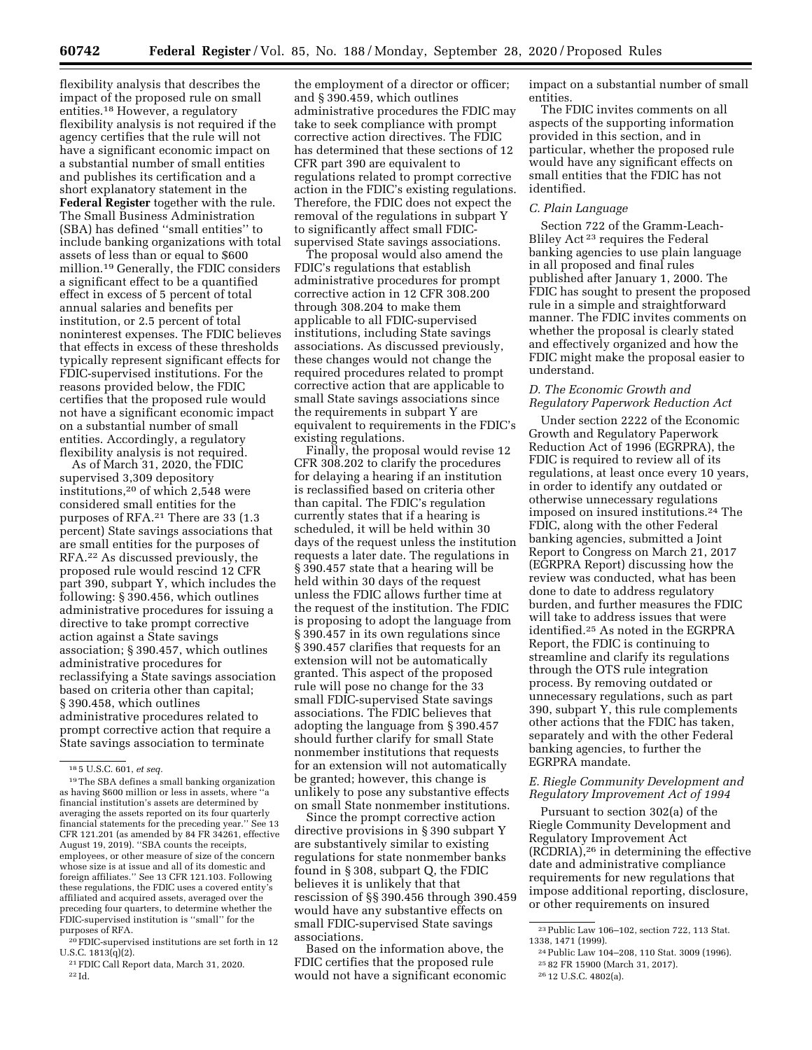flexibility analysis that describes the impact of the proposed rule on small entities.[18] However, a regulatory flexibility analysis is not required if the agency certifies that the rule will not have a significant economic impact on a substantial number of small entities and publishes its certification and a short explanatory statement in the **Federal Register** together with the rule. The Small Business Administration (SBA) has defined ''small entities'' to include banking organizations with total assets of less than or equal to $600 million.[19] Generally, the FDIC considers a significant effect to be a quantified effect in excess of 5 percent of total annual salaries and benefits per institution, or 2.5 percent of total noninterest expenses. The FDIC believes that effects in excess of these thresholds typically represent significant effects for FDIC-supervised institutions. For the reasons provided below, the FDIC certifies that the proposed rule would not have a significant economic impact on a substantial number of small entities. Accordingly, a regulatory flexibility analysis is not required.

As of March 31, 2020, the FDIC supervised 3,309 depository institutions,[20] of which 2,548 were considered small entities for the purposes of RFA.[21] There are 33 (1.3 percent) State savings associations that are small entities for the purposes of RFA.[22] As discussed previously, the proposed rule would rescind 12 CFR part 390, subpart Y, which includes the following: § 390.456, which outlines administrative procedures for issuing a directive to take prompt corrective action against a State savings association; § 390.457, which outlines administrative procedures for reclassifying a State savings association based on criteria other than capital; § 390.458, which outlines administrative procedures related to prompt corrective action that require a State savings association to terminate the employment of a director or officer; and § 390.459, which outlines administrative procedures the FDIC may take to seek compliance with prompt corrective action directives. The FDIC has determined that these sections of 12 CFR part 390 are equivalent to regulations related to prompt corrective action in the FDIC's existing regulations. Therefore, the FDIC does not expect the removal of the regulations in subpart Y to significantly affect small FDIC-supervised State savings associations.

The proposal would also amend the FDIC's regulations that establish administrative procedures for prompt corrective action in 12 CFR 308.200 through 308.204 to make them applicable to all FDIC-supervised institutions, including State savings associations. As discussed previously, these changes would not change the required procedures related to prompt corrective action that are applicable to small State savings associations since the requirements in subpart Y are equivalent to requirements in the FDIC's existing regulations.

Finally, the proposal would revise 12 CFR 308.202 to clarify the procedures for delaying a hearing if an institution is reclassified based on criteria other than capital. The FDIC's regulation currently states that if a hearing is scheduled, it will be held within 30 days of the request unless the institution requests a later date. The regulations in § 390.457 state that a hearing will be held within 30 days of the request unless the FDIC allows further time at the request of the institution. The FDIC is proposing to adopt the language from § 390.457 in its own regulations since § 390.457 clarifies that requests for an extension will not be automatically granted. This aspect of the proposed rule will pose no change for the 33 small FDIC-supervised State savings associations. The FDIC believes that adopting the language from § 390.457 should further clarify for small State nonmember institutions that requests for an extension will not automatically be granted; however, this change is unlikely to pose any substantive effects on small State nonmember institutions.

Since the prompt corrective action directive provisions in § 390 subpart Y are substantively similar to existing regulations for state nonmember banks found in § 308, subpart Q, the FDIC believes it is unlikely that that rescission of §§ 390.456 through 390.459 would have any substantive effects on small FDIC-supervised State savings associations.

Based on the information above, the FDIC certifies that the proposed rule would not have a significant economic impact on a substantial number of small entities.

The FDIC invites comments on all aspects of the supporting information provided in this section, and in particular, whether the proposed rule would have any significant effects on small entities that the FDIC has not identified.

### *C. Plain Language*

Section 722 of the Gramm-Leach-Bliley Act[23] requires the Federal banking agencies to use plain language in all proposed and final rules published after January 1, 2000. The FDIC has sought to present the proposed rule in a simple and straightforward manner. The FDIC invites comments on whether the proposal is clearly stated and effectively organized and how the FDIC might make the proposal easier to understand.

### *D. The Economic Growth and Regulatory Paperwork Reduction Act*

Under section 2222 of the Economic Growth and Regulatory Paperwork Reduction Act of 1996 (EGRPRA), the FDIC is required to review all of its regulations, at least once every 10 years, in order to identify any outdated or otherwise unnecessary regulations imposed on insured institutions.[24] The FDIC, along with the other Federal banking agencies, submitted a Joint Report to Congress on March 21, 2017 (EGRPRA Report) discussing how the review was conducted, what has been done to date to address regulatory burden, and further measures the FDIC will take to address issues that were identified.[25] As noted in the EGRPRA Report, the FDIC is continuing to streamline and clarify its regulations through the OTS rule integration process. By removing outdated or unnecessary regulations, such as part 390, subpart Y, this rule complements other actions that the FDIC has taken, separately and with the other Federal banking agencies, to further the EGRPRA mandate.

### *E. Riegle Community Development and Regulatory Improvement Act of 1994*

Pursuant to section 302(a) of the Riegle Community Development and Regulatory Improvement Act (RCDRIA),[26] in determining the effective date and administrative compliance requirements for new regulations that impose additional reporting, disclosure, or other requirements on insured

---

[18] 5 U.S.C. 601, *et seq.*

[19] The SBA defines a small banking organization as having $600 million or less in assets, where ''a financial institution's assets are determined by averaging the assets reported on its four quarterly financial statements for the preceding year.'' See 13 CFR 121.201 (as amended by 84 FR 34261, effective August 19, 2019). ''SBA counts the receipts, employees, or other measure of size of the concern whose size is at issue and all of its domestic and foreign affiliates.'' See 13 CFR 121.103. Following these regulations, the FDIC uses a covered entity's affiliated and acquired assets, averaged over the preceding four quarters, to determine whether the FDIC-supervised institution is ''small'' for the purposes of RFA.

[20] FDIC-supervised institutions are set forth in 12 U.S.C. 1813(q)(2).

[21] FDIC Call Report data, March 31, 2020.

[22] Id.

[23] Public Law 106–102, section 722, 113 Stat. 1338, 1471 (1999).

[24] Public Law 104–208, 110 Stat. 3009 (1996).

[25] 82 FR 15900 (March 31, 2017).

[26] 12 U.S.C. 4802(a).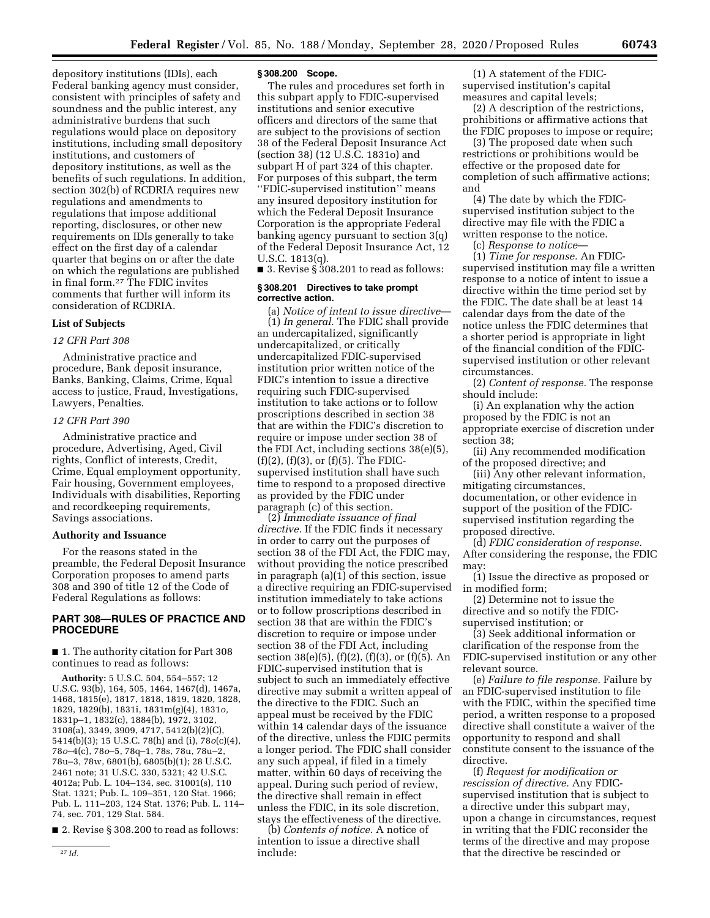depository institutions (IDIs), each Federal banking agency must consider, consistent with principles of safety and soundness and the public interest, any administrative burdens that such regulations would place on depository institutions, including small depository institutions, and customers of depository institutions, as well as the benefits of such regulations. In addition, section 302(b) of RCDRIA requires new regulations and amendments to regulations that impose additional reporting, disclosures, or other new requirements on IDIs generally to take effect on the first day of a calendar quarter that begins on or after the date on which the regulations are published in final form.[27] The FDIC invites comments that further will inform its consideration of RCDRIA.

## List of Subjects

*12 CFR Part 308*

Administrative practice and procedure, Bank deposit insurance, Banks, Banking, Claims, Crime, Equal access to justice, Fraud, Investigations, Lawyers, Penalties.

*12 CFR Part 390*

Administrative practice and procedure, Advertising, Aged, Civil rights, Conflict of interests, Credit, Crime, Equal employment opportunity, Fair housing, Government employees, Individuals with disabilities, Reporting and recordkeeping requirements, Savings associations.

## Authority and Issuance

For the reasons stated in the preamble, the Federal Deposit Insurance Corporation proposes to amend parts 308 and 390 of title 12 of the Code of Federal Regulations as follows:

## PART 308—RULES OF PRACTICE AND PROCEDURE

■ 1. The authority citation for Part 308 continues to read as follows:

**Authority:** 5 U.S.C. 504, 554–557; 12 U.S.C. 93(b), 164, 505, 1464, 1467(d), 1467a, 1468, 1815(e), 1817, 1818, 1819, 1820, 1828, 1829, 1829(b), 1831i, 1831m(g)(4), 1831*o*, 1831p–1, 1832(c), 1884(b), 1972, 3102, 3108(a), 3349, 3909, 4717, 5412(b)(2)(C), 5414(b)(3); 15 U.S.C. 78(h) and (i), 78*o*(c)(4), 78*o*–4(c), 78*o*–5, 78q–1, 78s, 78u, 78u–2, 78u–3, 78w, 6801(b), 6805(b)(1); 28 U.S.C. 2461 note; 31 U.S.C. 330, 5321; 42 U.S.C. 4012a; Pub. L. 104–134, sec. 31001(s), 110 Stat. 1321; Pub. L. 109–351, 120 Stat. 1966; Pub. L. 111–203, 124 Stat. 1376; Pub. L. 114–74, sec. 701, 129 Stat. 584.

■ 2. Revise § 308.200 to read as follows:

### § 308.200 Scope.

The rules and procedures set forth in this subpart apply to FDIC-supervised institutions and senior executive officers and directors of the same that are subject to the provisions of section 38 of the Federal Deposit Insurance Act (section 38) (12 U.S.C. 1831o) and subpart H of part 324 of this chapter. For purposes of this subpart, the term ''FDIC-supervised institution'' means any insured depository institution for which the Federal Deposit Insurance Corporation is the appropriate Federal banking agency pursuant to section 3(q) of the Federal Deposit Insurance Act, 12 U.S.C. 1813(q).

■ 3. Revise § 308.201 to read as follows:

### § 308.201 Directives to take prompt corrective action.

(a) *Notice of intent to issue directive*—(1) *In general.* The FDIC shall provide an undercapitalized, significantly undercapitalized, or critically undercapitalized FDIC-supervised institution prior written notice of the FDIC's intention to issue a directive requiring such FDIC-supervised institution to take actions or to follow proscriptions described in section 38 that are within the FDIC's discretion to require or impose under section 38 of the FDI Act, including sections 38(e)(5), (f)(2), (f)(3), or (f)(5). The FDIC-supervised institution shall have such time to respond to a proposed directive as provided by the FDIC under paragraph (c) of this section.

(2) *Immediate issuance of final directive.* If the FDIC finds it necessary in order to carry out the purposes of section 38 of the FDI Act, the FDIC may, without providing the notice prescribed in paragraph (a)(1) of this section, issue a directive requiring an FDIC-supervised institution immediately to take actions or to follow proscriptions described in section 38 that are within the FDIC's discretion to require or impose under section 38 of the FDI Act, including section 38(e)(5), (f)(2), (f)(3), or (f)(5). An FDIC-supervised institution that is subject to such an immediately effective directive may submit a written appeal of the directive to the FDIC. Such an appeal must be received by the FDIC within 14 calendar days of the issuance of the directive, unless the FDIC permits a longer period. The FDIC shall consider any such appeal, if filed in a timely matter, within 60 days of receiving the appeal. During such period of review, the directive shall remain in effect unless the FDIC, in its sole discretion, stays the effectiveness of the directive.

(b) *Contents of notice.* A notice of intention to issue a directive shall include:

(1) A statement of the FDIC-supervised institution's capital measures and capital levels;

(2) A description of the restrictions, prohibitions or affirmative actions that the FDIC proposes to impose or require;

(3) The proposed date when such restrictions or prohibitions would be effective or the proposed date for completion of such affirmative actions; and

(4) The date by which the FDIC-supervised institution subject to the directive may file with the FDIC a written response to the notice.

(c) *Response to notice*—

(1) *Time for response.* An FDIC-supervised institution may file a written response to a notice of intent to issue a directive within the time period set by the FDIC. The date shall be at least 14 calendar days from the date of the notice unless the FDIC determines that a shorter period is appropriate in light of the financial condition of the FDIC-supervised institution or other relevant circumstances.

(2) *Content of response.* The response should include:

(i) An explanation why the action proposed by the FDIC is not an appropriate exercise of discretion under section 38;

(ii) Any recommended modification of the proposed directive; and

(iii) Any other relevant information, mitigating circumstances, documentation, or other evidence in support of the position of the FDIC-supervised institution regarding the proposed directive.

(d) *FDIC consideration of response.* After considering the response, the FDIC may:

(1) Issue the directive as proposed or in modified form;

(2) Determine not to issue the directive and so notify the FDIC-supervised institution; or

(3) Seek additional information or clarification of the response from the FDIC-supervised institution or any other relevant source.

(e) *Failure to file response.* Failure by an FDIC-supervised institution to file with the FDIC, within the specified time period, a written response to a proposed directive shall constitute a waiver of the opportunity to respond and shall constitute consent to the issuance of the directive.

(f) *Request for modification or rescission of directive.* Any FDIC-supervised institution that is subject to a directive under this subpart may, upon a change in circumstances, request in writing that the FDIC reconsider the terms of the directive and may propose that the directive be rescinded or

[27] *Id.*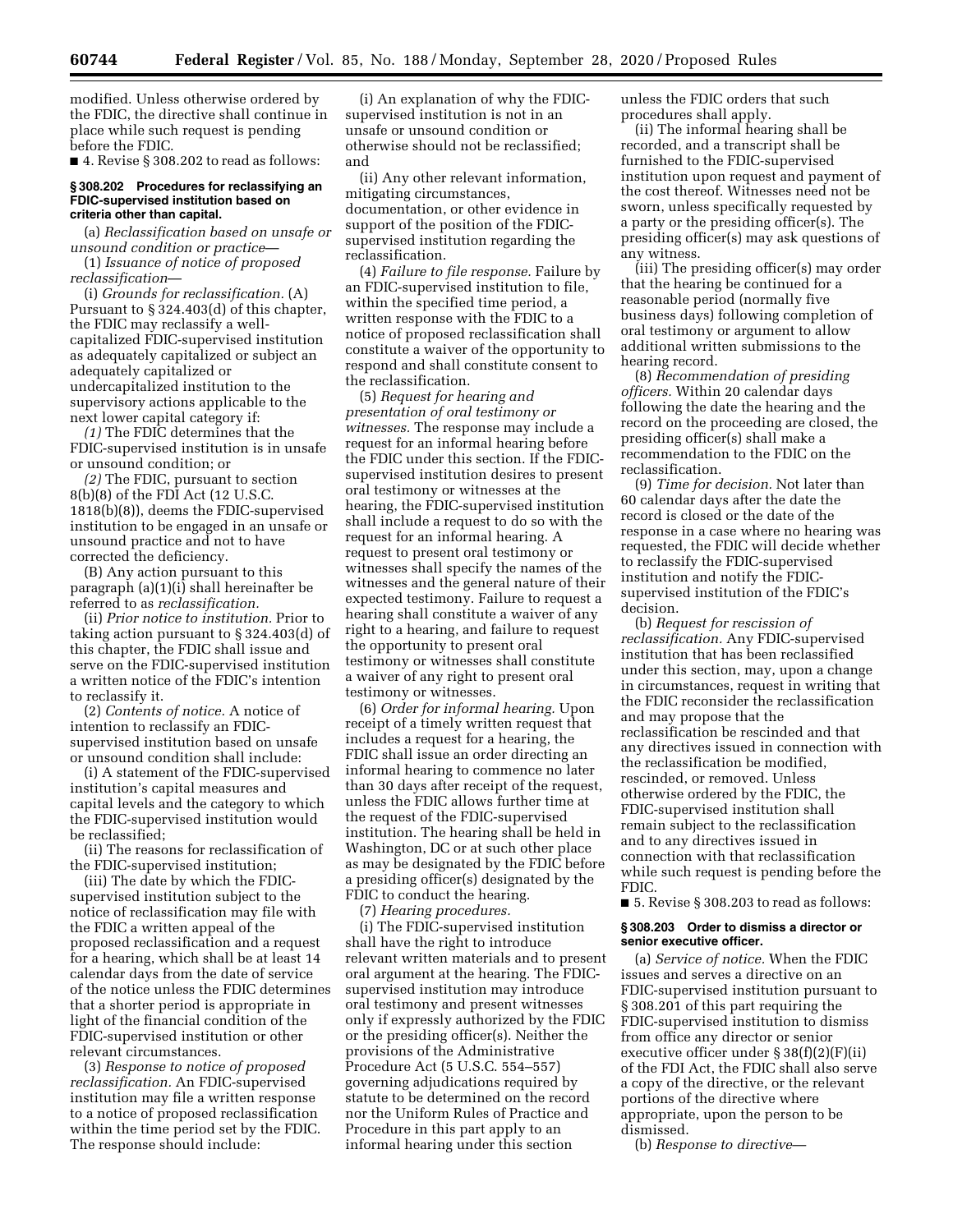modified. Unless otherwise ordered by the FDIC, the directive shall continue in place while such request is pending before the FDIC.

■ 4. Revise § 308.202 to read as follows:

### § 308.202 Procedures for reclassifying an FDIC-supervised institution based on criteria other than capital.

(a) *Reclassification based on unsafe or unsound condition or practice*—

(1) *Issuance of notice of proposed reclassification*—

(i) *Grounds for reclassification.* (A) Pursuant to § 324.403(d) of this chapter, the FDIC may reclassify a well-capitalized FDIC-supervised institution as adequately capitalized or subject an adequately capitalized or undercapitalized institution to the supervisory actions applicable to the next lower capital category if:

*(1)* The FDIC determines that the FDIC-supervised institution is in unsafe or unsound condition; or

*(2)* The FDIC, pursuant to section 8(b)(8) of the FDI Act (12 U.S.C. 1818(b)(8)), deems the FDIC-supervised institution to be engaged in an unsafe or unsound practice and not to have corrected the deficiency.

(B) Any action pursuant to this paragraph (a)(1)(i) shall hereinafter be referred to as *reclassification.*

(ii) *Prior notice to institution.* Prior to taking action pursuant to § 324.403(d) of this chapter, the FDIC shall issue and serve on the FDIC-supervised institution a written notice of the FDIC's intention to reclassify it.

(2) *Contents of notice.* A notice of intention to reclassify an FDIC-supervised institution based on unsafe or unsound condition shall include:

(i) A statement of the FDIC-supervised institution's capital measures and capital levels and the category to which the FDIC-supervised institution would be reclassified;

(ii) The reasons for reclassification of the FDIC-supervised institution;

(iii) The date by which the FDIC-supervised institution subject to the notice of reclassification may file with the FDIC a written appeal of the proposed reclassification and a request for a hearing, which shall be at least 14 calendar days from the date of service of the notice unless the FDIC determines that a shorter period is appropriate in light of the financial condition of the FDIC-supervised institution or other relevant circumstances.

(3) *Response to notice of proposed reclassification.* An FDIC-supervised institution may file a written response to a notice of proposed reclassification within the time period set by the FDIC. The response should include:

(i) An explanation of why the FDIC-supervised institution is not in an unsafe or unsound condition or otherwise should not be reclassified; and

(ii) Any other relevant information, mitigating circumstances, documentation, or other evidence in support of the position of the FDIC-supervised institution regarding the reclassification.

(4) *Failure to file response.* Failure by an FDIC-supervised institution to file, within the specified time period, a written response with the FDIC to a notice of proposed reclassification shall constitute a waiver of the opportunity to respond and shall constitute consent to the reclassification.

(5) *Request for hearing and presentation of oral testimony or witnesses.* The response may include a request for an informal hearing before the FDIC under this section. If the FDIC-supervised institution desires to present oral testimony or witnesses at the hearing, the FDIC-supervised institution shall include a request to do so with the request for an informal hearing. A request to present oral testimony or witnesses shall specify the names of the witnesses and the general nature of their expected testimony. Failure to request a hearing shall constitute a waiver of any right to a hearing, and failure to request the opportunity to present oral testimony or witnesses shall constitute a waiver of any right to present oral testimony or witnesses.

(6) *Order for informal hearing.* Upon receipt of a timely written request that includes a request for a hearing, the FDIC shall issue an order directing an informal hearing to commence no later than 30 days after receipt of the request, unless the FDIC allows further time at the request of the FDIC-supervised institution. The hearing shall be held in Washington, DC or at such other place as may be designated by the FDIC before a presiding officer(s) designated by the FDIC to conduct the hearing.

(7) *Hearing procedures.*

(i) The FDIC-supervised institution shall have the right to introduce relevant written materials and to present oral argument at the hearing. The FDIC-supervised institution may introduce oral testimony and present witnesses only if expressly authorized by the FDIC or the presiding officer(s). Neither the provisions of the Administrative Procedure Act (5 U.S.C. 554–557) governing adjudications required by statute to be determined on the record nor the Uniform Rules of Practice and Procedure in this part apply to an informal hearing under this section unless the FDIC orders that such procedures shall apply.

(ii) The informal hearing shall be recorded, and a transcript shall be furnished to the FDIC-supervised institution upon request and payment of the cost thereof. Witnesses need not be sworn, unless specifically requested by a party or the presiding officer(s). The presiding officer(s) may ask questions of any witness.

(iii) The presiding officer(s) may order that the hearing be continued for a reasonable period (normally five business days) following completion of oral testimony or argument to allow additional written submissions to the hearing record.

(8) *Recommendation of presiding officers.* Within 20 calendar days following the date the hearing and the record on the proceeding are closed, the presiding officer(s) shall make a recommendation to the FDIC on the reclassification.

(9) *Time for decision.* Not later than 60 calendar days after the date the record is closed or the date of the response in a case where no hearing was requested, the FDIC will decide whether to reclassify the FDIC-supervised institution and notify the FDIC-supervised institution of the FDIC's decision.

(b) *Request for rescission of reclassification.* Any FDIC-supervised institution that has been reclassified under this section, may, upon a change in circumstances, request in writing that the FDIC reconsider the reclassification and may propose that the reclassification be rescinded and that any directives issued in connection with the reclassification be modified, rescinded, or removed. Unless otherwise ordered by the FDIC, the FDIC-supervised institution shall remain subject to the reclassification and to any directives issued in connection with that reclassification while such request is pending before the FDIC.

■ 5. Revise § 308.203 to read as follows:

### § 308.203 Order to dismiss a director or senior executive officer.

(a) *Service of notice.* When the FDIC issues and serves a directive on an FDIC-supervised institution pursuant to § 308.201 of this part requiring the FDIC-supervised institution to dismiss from office any director or senior executive officer under § 38(f)(2)(F)(ii) of the FDI Act, the FDIC shall also serve a copy of the directive, or the relevant portions of the directive where appropriate, upon the person to be dismissed.

(b) *Response to directive*—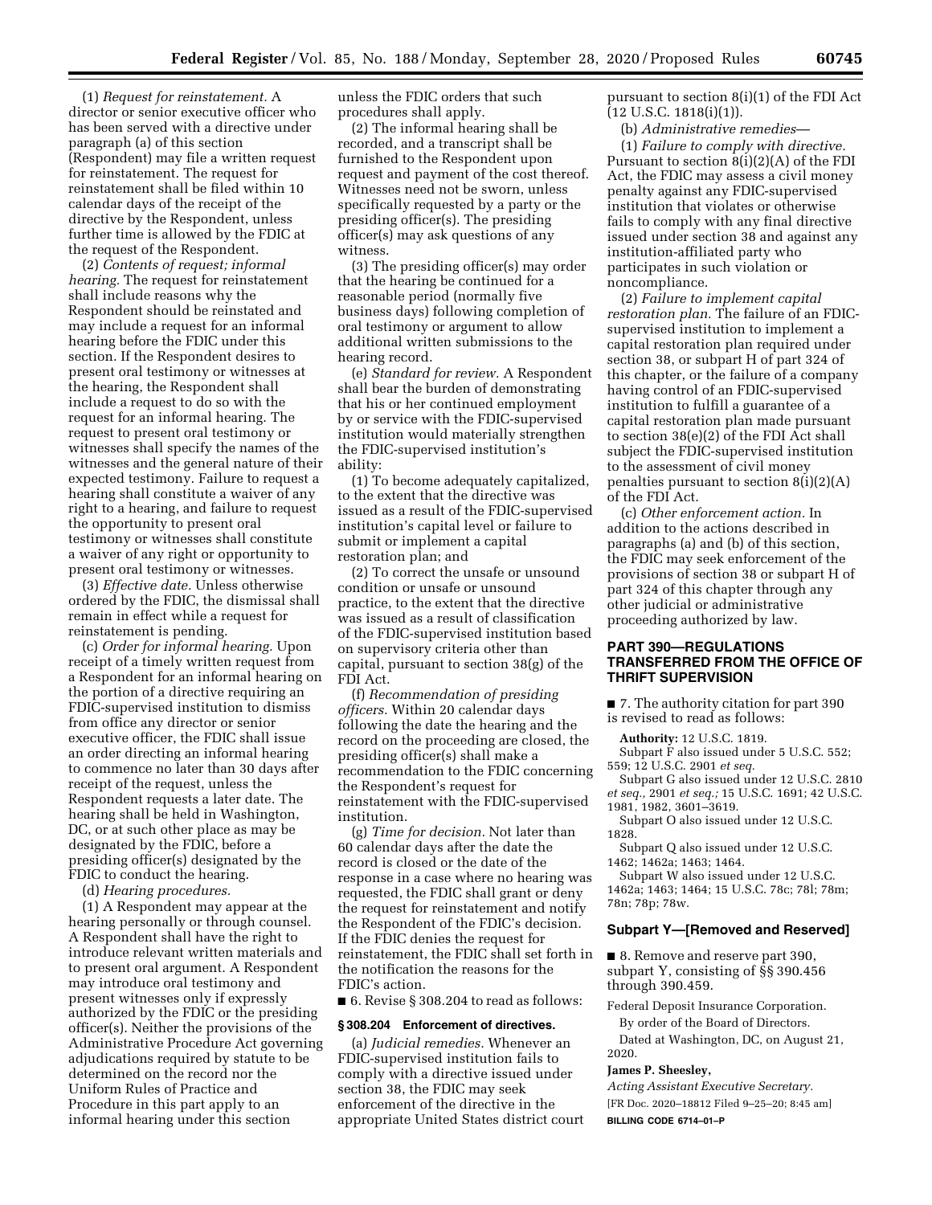(1) *Request for reinstatement.* A director or senior executive officer who has been served with a directive under paragraph (a) of this section (Respondent) may file a written request for reinstatement. The request for reinstatement shall be filed within 10 calendar days of the receipt of the directive by the Respondent, unless further time is allowed by the FDIC at the request of the Respondent.

(2) *Contents of request; informal hearing.* The request for reinstatement shall include reasons why the Respondent should be reinstated and may include a request for an informal hearing before the FDIC under this section. If the Respondent desires to present oral testimony or witnesses at the hearing, the Respondent shall include a request to do so with the request for an informal hearing. The request to present oral testimony or witnesses shall specify the names of the witnesses and the general nature of their expected testimony. Failure to request a hearing shall constitute a waiver of any right to a hearing, and failure to request the opportunity to present oral testimony or witnesses shall constitute a waiver of any right or opportunity to present oral testimony or witnesses.

(3) *Effective date.* Unless otherwise ordered by the FDIC, the dismissal shall remain in effect while a request for reinstatement is pending.

(c) *Order for informal hearing.* Upon receipt of a timely written request from a Respondent for an informal hearing on the portion of a directive requiring an FDIC-supervised institution to dismiss from office any director or senior executive officer, the FDIC shall issue an order directing an informal hearing to commence no later than 30 days after receipt of the request, unless the Respondent requests a later date. The hearing shall be held in Washington, DC, or at such other place as may be designated by the FDIC, before a presiding officer(s) designated by the FDIC to conduct the hearing.

(d) *Hearing procedures.*

(1) A Respondent may appear at the hearing personally or through counsel. A Respondent shall have the right to introduce relevant written materials and to present oral argument. A Respondent may introduce oral testimony and present witnesses only if expressly authorized by the FDIC or the presiding officer(s). Neither the provisions of the Administrative Procedure Act governing adjudications required by statute to be determined on the record nor the Uniform Rules of Practice and Procedure in this part apply to an informal hearing under this section unless the FDIC orders that such procedures shall apply.

(2) The informal hearing shall be recorded, and a transcript shall be furnished to the Respondent upon request and payment of the cost thereof. Witnesses need not be sworn, unless specifically requested by a party or the presiding officer(s). The presiding officer(s) may ask questions of any witness.

(3) The presiding officer(s) may order that the hearing be continued for a reasonable period (normally five business days) following completion of oral testimony or argument to allow additional written submissions to the hearing record.

(e) *Standard for review.* A Respondent shall bear the burden of demonstrating that his or her continued employment by or service with the FDIC-supervised institution would materially strengthen the FDIC-supervised institution's ability:

(1) To become adequately capitalized, to the extent that the directive was issued as a result of the FDIC-supervised institution's capital level or failure to submit or implement a capital restoration plan; and

(2) To correct the unsafe or unsound condition or unsafe or unsound practice, to the extent that the directive was issued as a result of classification of the FDIC-supervised institution based on supervisory criteria other than capital, pursuant to section 38(g) of the FDI Act.

(f) *Recommendation of presiding officers.* Within 20 calendar days following the date the hearing and the record on the proceeding are closed, the presiding officer(s) shall make a recommendation to the FDIC concerning the Respondent's request for reinstatement with the FDIC-supervised institution.

(g) *Time for decision.* Not later than 60 calendar days after the date the record is closed or the date of the response in a case where no hearing was requested, the FDIC shall grant or deny the request for reinstatement and notify the Respondent of the FDIC's decision. If the FDIC denies the request for reinstatement, the FDIC shall set forth in the notification the reasons for the FDIC's action.

■ 6. Revise § 308.204 to read as follows:

**§ 308.204 Enforcement of directives.**

(a) *Judicial remedies.* Whenever an FDIC-supervised institution fails to comply with a directive issued under section 38, the FDIC may seek enforcement of the directive in the appropriate United States district court pursuant to section 8(i)(1) of the FDI Act (12 U.S.C. 1818(i)(1)).

(b) *Administrative remedies*—

(1) *Failure to comply with directive.* Pursuant to section 8(i)(2)(A) of the FDI Act, the FDIC may assess a civil money penalty against any FDIC-supervised institution that violates or otherwise fails to comply with any final directive issued under section 38 and against any institution-affiliated party who participates in such violation or noncompliance.

(2) *Failure to implement capital restoration plan.* The failure of an FDIC-supervised institution to implement a capital restoration plan required under section 38, or subpart H of part 324 of this chapter, or the failure of a company having control of an FDIC-supervised institution to fulfill a guarantee of a capital restoration plan made pursuant to section 38(e)(2) of the FDI Act shall subject the FDIC-supervised institution to the assessment of civil money penalties pursuant to section 8(i)(2)(A) of the FDI Act.

(c) *Other enforcement action.* In addition to the actions described in paragraphs (a) and (b) of this section, the FDIC may seek enforcement of the provisions of section 38 or subpart H of part 324 of this chapter through any other judicial or administrative proceeding authorized by law.

## PART 390—REGULATIONS TRANSFERRED FROM THE OFFICE OF THRIFT SUPERVISION

■ 7. The authority citation for part 390 is revised to read as follows:

**Authority:** 12 U.S.C. 1819.

Subpart F also issued under 5 U.S.C. 552; 559; 12 U.S.C. 2901 *et seq.*

Subpart G also issued under 12 U.S.C. 2810 *et seq.,* 2901 *et seq.;* 15 U.S.C. 1691; 42 U.S.C. 1981, 1982, 3601–3619.

Subpart O also issued under 12 U.S.C. 1828.

Subpart Q also issued under 12 U.S.C. 1462; 1462a; 1463; 1464.

Subpart W also issued under 12 U.S.C. 1462a; 1463; 1464; 15 U.S.C. 78c; 78l; 78m; 78n; 78p; 78w.

### Subpart Y—[Removed and Reserved]

■ 8. Remove and reserve part 390, subpart Y, consisting of §§ 390.456 through 390.459.

Federal Deposit Insurance Corporation.

By order of the Board of Directors.

Dated at Washington, DC, on August 21, 2020.

**James P. Sheesley,**

*Acting Assistant Executive Secretary.*

[FR Doc. 2020–18812 Filed 9–25–20; 8:45 am]

**BILLING CODE 6714–01–P**